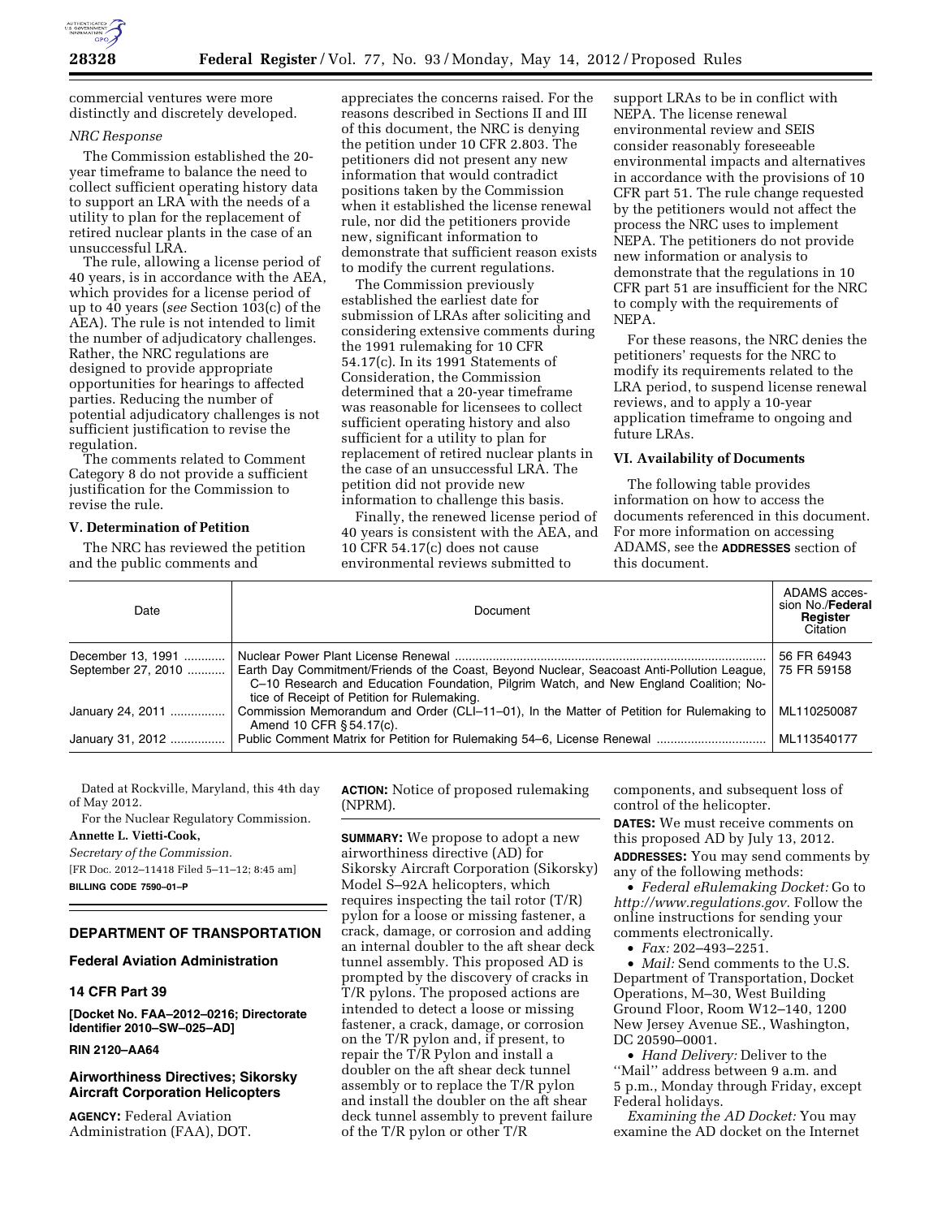commercial ventures were more distinctly and discretely developed.

*NRC Response*

The Commission established the 20-year timeframe to balance the need to collect sufficient operating history data to support an LRA with the needs of a utility to plan for the replacement of retired nuclear plants in the case of an unsuccessful LRA.

The rule, allowing a license period of 40 years, is in accordance with the AEA, which provides for a license period of up to 40 years (*see* Section 103(c) of the AEA). The rule is not intended to limit the number of adjudicatory challenges. Rather, the NRC regulations are designed to provide appropriate opportunities for hearings to affected parties. Reducing the number of potential adjudicatory challenges is not sufficient justification to revise the regulation.

The comments related to Comment Category 8 do not provide a sufficient justification for the Commission to revise the rule.

### V. Determination of Petition

The NRC has reviewed the petition and the public comments and appreciates the concerns raised. For the reasons described in Sections II and III of this document, the NRC is denying the petition under 10 CFR 2.803. The petitioners did not present any new information that would contradict positions taken by the Commission when it established the license renewal rule, nor did the petitioners provide new, significant information to demonstrate that sufficient reason exists to modify the current regulations.

The Commission previously established the earliest date for submission of LRAs after soliciting and considering extensive comments during the 1991 rulemaking for 10 CFR 54.17(c). In its 1991 Statements of Consideration, the Commission determined that a 20-year timeframe was reasonable for licensees to collect sufficient operating history and also sufficient for a utility to plan for replacement of retired nuclear plants in the case of an unsuccessful LRA. The petition did not provide new information to challenge this basis.

Finally, the renewed license period of 40 years is consistent with the AEA, and 10 CFR 54.17(c) does not cause environmental reviews submitted to support LRAs to be in conflict with NEPA. The license renewal environmental review and SEIS consider reasonably foreseeable environmental impacts and alternatives in accordance with the provisions of 10 CFR part 51. The rule change requested by the petitioners would not affect the process the NRC uses to implement NEPA. The petitioners do not provide new information or analysis to demonstrate that the regulations in 10 CFR part 51 are insufficient for the NRC to comply with the requirements of NEPA.

For these reasons, the NRC denies the petitioners' requests for the NRC to modify its requirements related to the LRA period, to suspend license renewal reviews, and to apply a 10-year application timeframe to ongoing and future LRAs.

### VI. Availability of Documents

The following table provides information on how to access the documents referenced in this document. For more information on accessing ADAMS, see the **ADDRESSES** section of this document.

| Date | Document | ADAMS accession No./**Federal Register** Citation |
|---|---|---|
| December 13, 1991 | Nuclear Power Plant License Renewal | 56 FR 64943 |
| September 27, 2010 | Earth Day Commitment/Friends of the Coast, Beyond Nuclear, Seacoast Anti-Pollution League, C–10 Research and Education Foundation, Pilgrim Watch, and New England Coalition; Notice of Receipt of Petition for Rulemaking. | 75 FR 59158 |
| January 24, 2011 | Commission Memorandum and Order (CLI–11–01), In the Matter of Petition for Rulemaking to Amend 10 CFR § 54.17(c). | ML110250087 |
| January 31, 2012 | Public Comment Matrix for Petition for Rulemaking 54–6, License Renewal | ML113540177 |

Dated at Rockville, Maryland, this 4th day of May 2012.

For the Nuclear Regulatory Commission.

**Annette L. Vietti-Cook,**

*Secretary of the Commission.*

[FR Doc. 2012–11418 Filed 5–11–12; 8:45 am]

**BILLING CODE 7590–01–P**

## DEPARTMENT OF TRANSPORTATION

### Federal Aviation Administration

### 14 CFR Part 39

**[Docket No. FAA–2012–0216; Directorate Identifier 2010–SW–025–AD]**

**RIN 2120–AA64**

### Airworthiness Directives; Sikorsky Aircraft Corporation Helicopters

**AGENCY:** Federal Aviation Administration (FAA), DOT.

**ACTION:** Notice of proposed rulemaking (NPRM).

**SUMMARY:** We propose to adopt a new airworthiness directive (AD) for Sikorsky Aircraft Corporation (Sikorsky) Model S–92A helicopters, which requires inspecting the tail rotor (T/R) pylon for a loose or missing fastener, a crack, damage, or corrosion and adding an internal doubler to the aft shear deck tunnel assembly. This proposed AD is prompted by the discovery of cracks in T/R pylons. The proposed actions are intended to detect a loose or missing fastener, a crack, damage, or corrosion on the T/R pylon and, if present, to repair the T/R Pylon and install a doubler on the aft shear deck tunnel assembly or to replace the T/R pylon and install the doubler on the aft shear deck tunnel assembly to prevent failure of the T/R pylon or other T/R components, and subsequent loss of control of the helicopter.

**DATES:** We must receive comments on this proposed AD by July 13, 2012.

**ADDRESSES:** You may send comments by any of the following methods:

- *Federal eRulemaking Docket:* Go to *http://www.regulations.gov*. Follow the online instructions for sending your comments electronically.
- *Fax:* 202–493–2251.
- *Mail:* Send comments to the U.S. Department of Transportation, Docket Operations, M–30, West Building Ground Floor, Room W12–140, 1200 New Jersey Avenue SE., Washington, DC 20590–0001.
- *Hand Delivery:* Deliver to the ''Mail'' address between 9 a.m. and 5 p.m., Monday through Friday, except Federal holidays.

*Examining the AD Docket:* You may examine the AD docket on the Internet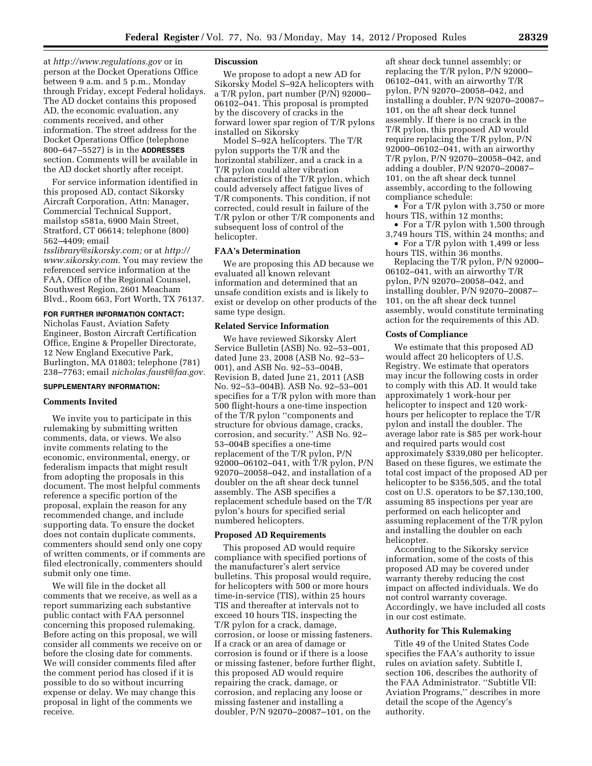at *http://www.regulations.gov* or in person at the Docket Operations Office between 9 a.m. and 5 p.m., Monday through Friday, except Federal holidays. The AD docket contains this proposed AD, the economic evaluation, any comments received, and other information. The street address for the Docket Operations Office (telephone 800–647–5527) is in the **ADDRESSES** section. Comments will be available in the AD docket shortly after receipt.

For service information identified in this proposed AD, contact Sikorsky Aircraft Corporation, Attn: Manager, Commercial Technical Support, mailstop s581a, 6900 Main Street, Stratford, CT 06614; telephone (800) 562–4409; email *tsslibrary@sikorsky.com;* or at *http://www.sikorsky.com.* You may review the referenced service information at the FAA, Office of the Regional Counsel, Southwest Region, 2601 Meacham Blvd., Room 663, Fort Worth, TX 76137.

**FOR FURTHER INFORMATION CONTACT:** Nicholas Faust, Aviation Safety Engineer, Boston Aircraft Certification Office, Engine & Propeller Directorate, 12 New England Executive Park, Burlington, MA 01803; telephone (781) 238–7763; email *nicholas.faust@faa.gov.*

**SUPPLEMENTARY INFORMATION:**

## Comments Invited

We invite you to participate in this rulemaking by submitting written comments, data, or views. We also invite comments relating to the economic, environmental, energy, or federalism impacts that might result from adopting the proposals in this document. The most helpful comments reference a specific portion of the proposal, explain the reason for any recommended change, and include supporting data. To ensure the docket does not contain duplicate comments, commenters should send only one copy of written comments, or if comments are filed electronically, commenters should submit only one time.

We will file in the docket all comments that we receive, as well as a report summarizing each substantive public contact with FAA personnel concerning this proposed rulemaking. Before acting on this proposal, we will consider all comments we receive on or before the closing date for comments. We will consider comments filed after the comment period has closed if it is possible to do so without incurring expense or delay. We may change this proposal in light of the comments we receive.

## Discussion

We propose to adopt a new AD for Sikorsky Model S–92A helicopters with a T/R pylon, part number (P/N) 92000–06102–041. This proposal is prompted by the discovery of cracks in the forward lower spar region of T/R pylons installed on Sikorsky Model S–92A helicopters. The T/R pylon supports the T/R and the horizontal stabilizer, and a crack in a T/R pylon could alter vibration characteristics of the T/R pylon, which could adversely affect fatigue lives of T/R components. This condition, if not corrected, could result in failure of the T/R pylon or other T/R components and subsequent loss of control of the helicopter.

## FAA's Determination

We are proposing this AD because we evaluated all known relevant information and determined that an unsafe condition exists and is likely to exist or develop on other products of the same type design.

## Related Service Information

We have reviewed Sikorsky Alert Service Bulletin (ASB) No. 92–53–001, dated June 23, 2008 (ASB No. 92–53–001), and ASB No. 92–53–004B, Revision B, dated June 21, 2011 (ASB No. 92–53–004B). ASB No. 92–53–001 specifies for a T/R pylon with more than 500 flight-hours a one-time inspection of the T/R pylon ''components and structure for obvious damage, cracks, corrosion, and security.'' ASB No. 92–53–004B specifies a one-time replacement of the T/R pylon, P/N 92000–06102–041, with T/R pylon, P/N 92070–20058–042, and installation of a doubler on the aft shear deck tunnel assembly. The ASB specifies a replacement schedule based on the T/R pylon's hours for specified serial numbered helicopters.

## Proposed AD Requirements

This proposed AD would require compliance with specified portions of the manufacturer's alert service bulletins. This proposal would require, for helicopters with 500 or more hours time-in-service (TIS), within 25 hours TIS and thereafter at intervals not to exceed 10 hours TIS, inspecting the T/R pylon for a crack, damage, corrosion, or loose or missing fasteners. If a crack or an area of damage or corrosion is found or if there is a loose or missing fastener, before further flight, this proposed AD would require repairing the crack, damage, or corrosion, and replacing any loose or missing fastener and installing a doubler, P/N 92070–20087–101, on the aft shear deck tunnel assembly; or replacing the T/R pylon, P/N 92000–06102–041, with an airworthy T/R pylon, P/N 92070–20058–042, and installing a doubler, P/N 92070–20087–101, on the aft shear deck tunnel assembly. If there is no crack in the T/R pylon, this proposed AD would require replacing the T/R pylon, P/N 92000–06102–041, with an airworthy T/R pylon, P/N 92070–20058–042, and adding a doubler, P/N 92070–20087–101, on the aft shear deck tunnel assembly, according to the following compliance schedule:

- For a T/R pylon with 3,750 or more hours TIS, within 12 months;
- For a T/R pylon with 1,500 through 3,749 hours TIS, within 24 months; and
- For a T/R pylon with 1,499 or less hours TIS, within 36 months.

Replacing the T/R pylon, P/N 92000–06102–041, with an airworthy T/R pylon, P/N 92070–20058–042, and installing doubler, P/N 92070–20087–101, on the aft shear deck tunnel assembly, would constitute terminating action for the requirements of this AD.

## Costs of Compliance

We estimate that this proposed AD would affect 20 helicopters of U.S. Registry. We estimate that operators may incur the following costs in order to comply with this AD. It would take approximately 1 work-hour per helicopter to inspect and 120 work-hours per helicopter to replace the T/R pylon and install the doubler. The average labor rate is $85 per work-hour and required parts would cost approximately $339,080 per helicopter. Based on these figures, we estimate the total cost impact of the proposed AD per helicopter to be $356,505, and the total cost on U.S. operators to be $7,130,100, assuming 85 inspections per year are performed on each helicopter and assuming replacement of the T/R pylon and installing the doubler on each helicopter.

According to the Sikorsky service information, some of the costs of this proposed AD may be covered under warranty thereby reducing the cost impact on affected individuals. We do not control warranty coverage. Accordingly, we have included all costs in our cost estimate.

## Authority for This Rulemaking

Title 49 of the United States Code specifies the FAA's authority to issue rules on aviation safety. Subtitle I, section 106, describes the authority of the FAA Administrator. ''Subtitle VII: Aviation Programs,'' describes in more detail the scope of the Agency's authority.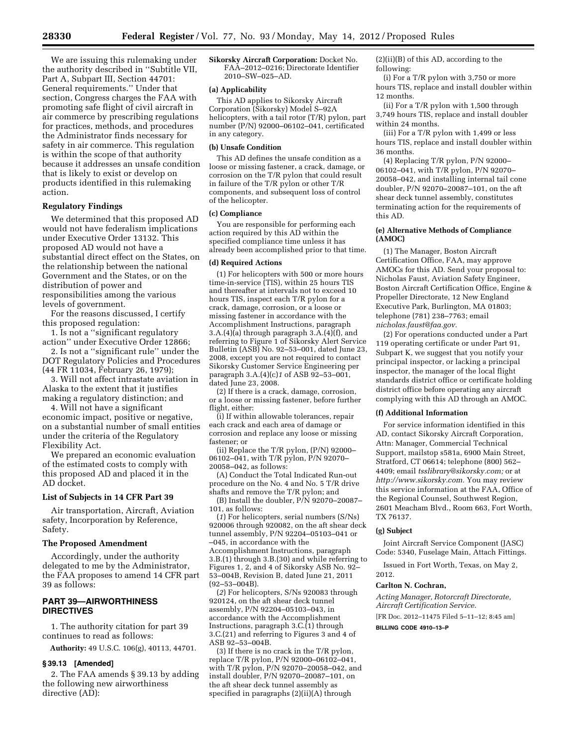We are issuing this rulemaking under the authority described in ''Subtitle VII, Part A, Subpart III, Section 44701: General requirements.'' Under that section, Congress charges the FAA with promoting safe flight of civil aircraft in air commerce by prescribing regulations for practices, methods, and procedures the Administrator finds necessary for safety in air commerce. This regulation is within the scope of that authority because it addresses an unsafe condition that is likely to exist or develop on products identified in this rulemaking action.

## Regulatory Findings

We determined that this proposed AD would not have federalism implications under Executive Order 13132. This proposed AD would not have a substantial direct effect on the States, on the relationship between the national Government and the States, or on the distribution of power and responsibilities among the various levels of government.

For the reasons discussed, I certify this proposed regulation:

1. Is not a ''significant regulatory action'' under Executive Order 12866;
2. Is not a ''significant rule'' under the DOT Regulatory Policies and Procedures (44 FR 11034, February 26, 1979);
3. Will not affect intrastate aviation in Alaska to the extent that it justifies making a regulatory distinction; and
4. Will not have a significant economic impact, positive or negative, on a substantial number of small entities under the criteria of the Regulatory Flexibility Act.

We prepared an economic evaluation of the estimated costs to comply with this proposed AD and placed it in the AD docket.

## List of Subjects in 14 CFR Part 39

Air transportation, Aircraft, Aviation safety, Incorporation by Reference, Safety.

## The Proposed Amendment

Accordingly, under the authority delegated to me by the Administrator, the FAA proposes to amend 14 CFR part 39 as follows:

## PART 39—AIRWORTHINESS DIRECTIVES

1. The authority citation for part 39 continues to read as follows:

**Authority:** 49 U.S.C. 106(g), 40113, 44701.

### § 39.13 [Amended]

2. The FAA amends § 39.13 by adding the following new airworthiness directive (AD):

**Sikorsky Aircraft Corporation:** Docket No. FAA–2012–0216; Directorate Identifier 2010–SW–025–AD.

**(a) Applicability**

This AD applies to Sikorsky Aircraft Corporation (Sikorsky) Model S–92A helicopters, with a tail rotor (T/R) pylon, part number (P/N) 92000–06102–041, certificated in any category.

**(b) Unsafe Condition**

This AD defines the unsafe condition as a loose or missing fastener, a crack, damage, or corrosion on the T/R pylon that could result in failure of the T/R pylon or other T/R components, and subsequent loss of control of the helicopter.

**(c) Compliance**

You are responsible for performing each action required by this AD within the specified compliance time unless it has already been accomplished prior to that time.

**(d) Required Actions**

(1) For helicopters with 500 or more hours time-in-service (TIS), within 25 hours TIS and thereafter at intervals not to exceed 10 hours TIS, inspect each T/R pylon for a crack, damage, corrosion, or a loose or missing fastener in accordance with the Accomplishment Instructions, paragraph 3.A.(4)(a) through paragraph 3.A.(4)(f), and referring to Figure 1 of Sikorsky Alert Service Bulletin (ASB) No. 92–53–001, dated June 23, 2008, except you are not required to contact Sikorsky Customer Service Engineering per paragraph 3.A.(4)(c)*1* of ASB 92–53–001, dated June 23, 2008.

(2) If there is a crack, damage, corrosion, or a loose or missing fastener, before further flight, either:

(i) If within allowable tolerances, repair each crack and each area of damage or corrosion and replace any loose or missing fastener; or

(ii) Replace the T/R pylon, (P/N) 92000–06102–041, with T/R pylon, P/N 92070–20058–042, as follows:

(A) Conduct the Total Indicated Run-out procedure on the No. 4 and No. 5 T/R drive shafts and remove the T/R pylon; and

(B) Install the doubler, P/N 92070–20087–101, as follows:

(*1*) For helicopters, serial numbers (S/Ns) 920006 through 920082, on the aft shear deck tunnel assembly, P/N 92204–05103–041 or –045, in accordance with the Accomplishment Instructions, paragraph 3.B.(1) through 3.B.(30) and while referring to Figures 1, 2, and 4 of Sikorsky ASB No. 92–53–004B, Revision B, dated June 21, 2011 (92–53–004B).

(*2*) For helicopters, S/Ns 920083 through 920124, on the aft shear deck tunnel assembly, P/N 92204–05103–043, in accordance with the Accomplishment Instructions, paragraph 3.C.(1) through 3.C.(21) and referring to Figures 3 and 4 of ASB 92–53–004B.

(3) If there is no crack in the T/R pylon, replace T/R pylon, P/N 92000–06102–041, with T/R pylon, P/N 92070–20058–042, and install doubler, P/N 92070–20087–101, on the aft shear deck tunnel assembly as specified in paragraphs (2)(ii)(A) through (2)(ii)(B) of this AD, according to the following:

(i) For a T/R pylon with 3,750 or more hours TIS, replace and install doubler within 12 months.

(ii) For a T/R pylon with 1,500 through 3,749 hours TIS, replace and install doubler within 24 months.

(iii) For a T/R pylon with 1,499 or less hours TIS, replace and install doubler within 36 months.

(4) Replacing T/R pylon, P/N 92000–06102–041, with T/R pylon, P/N 92070–20058–042, and installing internal tail cone doubler, P/N 92070–20087–101, on the aft shear deck tunnel assembly, constitutes terminating action for the requirements of this AD.

**(e) Alternative Methods of Compliance (AMOC)**

(1) The Manager, Boston Aircraft Certification Office, FAA, may approve AMOCs for this AD. Send your proposal to: Nicholas Faust, Aviation Safety Engineer, Boston Aircraft Certification Office, Engine & Propeller Directorate, 12 New England Executive Park, Burlington, MA 01803; telephone (781) 238–7763; email *nicholas.faust@faa.gov.*

(2) For operations conducted under a Part 119 operating certificate or under Part 91, Subpart K, we suggest that you notify your principal inspector, or lacking a principal inspector, the manager of the local flight standards district office or certificate holding district office before operating any aircraft complying with this AD through an AMOC.

**(f) Additional Information**

For service information identified in this AD, contact Sikorsky Aircraft Corporation, Attn: Manager, Commercial Technical Support, mailstop s581a, 6900 Main Street, Stratford, CT 06614; telephone (800) 562–4409; email *tsslibrary@sikorsky.com;* or at *http://www.sikorsky.com.* You may review this service information at the FAA, Office of the Regional Counsel, Southwest Region, 2601 Meacham Blvd., Room 663, Fort Worth, TX 76137.

**(g) Subject**

Joint Aircraft Service Component (JASC) Code: 5340, Fuselage Main, Attach Fittings.

Issued in Fort Worth, Texas, on May 2, 2012.

**Carlton N. Cochran,**

*Acting Manager, Rotorcraft Directorate, Aircraft Certification Service.*

[FR Doc. 2012–11475 Filed 5–11–12; 8:45 am]

**BILLING CODE 4910–13–P**